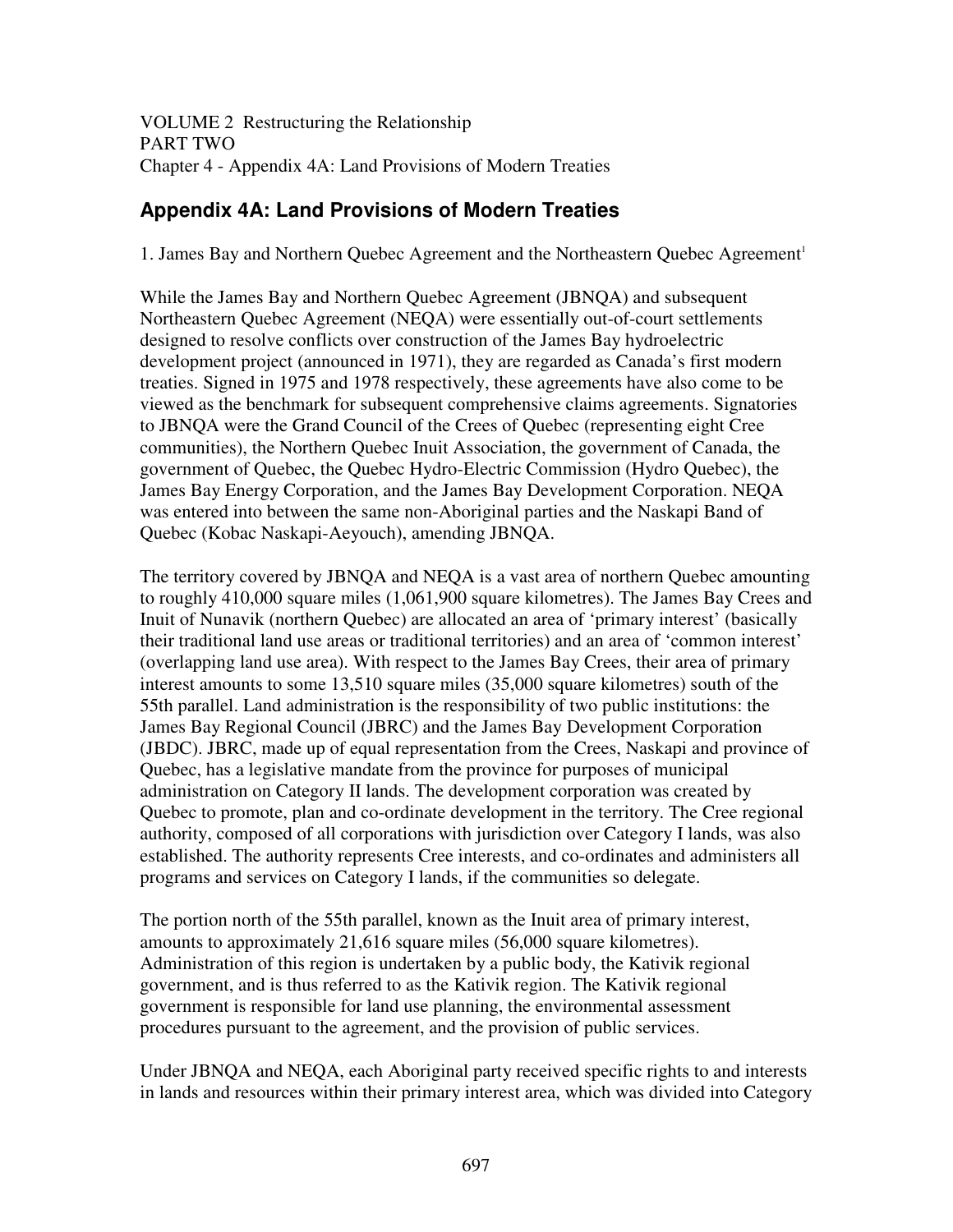VOLUME 2 Restructuring the Relationship
PART TWO
Chapter 4 - Appendix 4A: Land Provisions of Modern Treaties

## Appendix 4A: Land Provisions of Modern Treaties

1. James Bay and Northern Quebec Agreement and the Northeastern Quebec Agreement[1]

While the James Bay and Northern Quebec Agreement (JBNQA) and subsequent Northeastern Quebec Agreement (NEQA) were essentially out-of-court settlements designed to resolve conflicts over construction of the James Bay hydroelectric development project (announced in 1971), they are regarded as Canada's first modern treaties. Signed in 1975 and 1978 respectively, these agreements have also come to be viewed as the benchmark for subsequent comprehensive claims agreements. Signatories to JBNQA were the Grand Council of the Crees of Quebec (representing eight Cree communities), the Northern Quebec Inuit Association, the government of Canada, the government of Quebec, the Quebec Hydro-Electric Commission (Hydro Quebec), the James Bay Energy Corporation, and the James Bay Development Corporation. NEQA was entered into between the same non-Aboriginal parties and the Naskapi Band of Quebec (Kobac Naskapi-Aeyouch), amending JBNQA.

The territory covered by JBNQA and NEQA is a vast area of northern Quebec amounting to roughly 410,000 square miles (1,061,900 square kilometres). The James Bay Crees and Inuit of Nunavik (northern Quebec) are allocated an area of 'primary interest' (basically their traditional land use areas or traditional territories) and an area of 'common interest' (overlapping land use area). With respect to the James Bay Crees, their area of primary interest amounts to some 13,510 square miles (35,000 square kilometres) south of the 55th parallel. Land administration is the responsibility of two public institutions: the James Bay Regional Council (JBRC) and the James Bay Development Corporation (JBDC). JBRC, made up of equal representation from the Crees, Naskapi and province of Quebec, has a legislative mandate from the province for purposes of municipal administration on Category II lands. The development corporation was created by Quebec to promote, plan and co-ordinate development in the territory. The Cree regional authority, composed of all corporations with jurisdiction over Category I lands, was also established. The authority represents Cree interests, and co-ordinates and administers all programs and services on Category I lands, if the communities so delegate.

The portion north of the 55th parallel, known as the Inuit area of primary interest, amounts to approximately 21,616 square miles (56,000 square kilometres). Administration of this region is undertaken by a public body, the Kativik regional government, and is thus referred to as the Kativik region. The Kativik regional government is responsible for land use planning, the environmental assessment procedures pursuant to the agreement, and the provision of public services.

Under JBNQA and NEQA, each Aboriginal party received specific rights to and interests in lands and resources within their primary interest area, which was divided into Category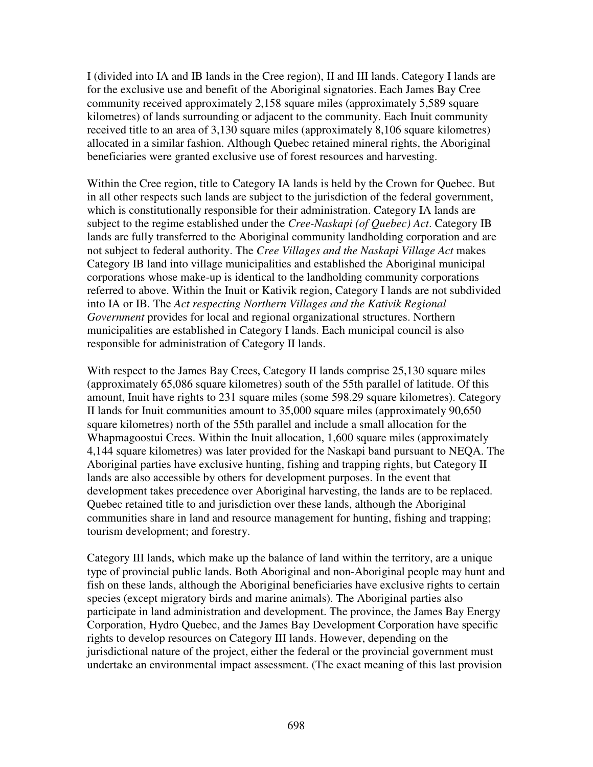I (divided into IA and IB lands in the Cree region), II and III lands. Category I lands are for the exclusive use and benefit of the Aboriginal signatories. Each James Bay Cree community received approximately 2,158 square miles (approximately 5,589 square kilometres) of lands surrounding or adjacent to the community. Each Inuit community received title to an area of 3,130 square miles (approximately 8,106 square kilometres) allocated in a similar fashion. Although Quebec retained mineral rights, the Aboriginal beneficiaries were granted exclusive use of forest resources and harvesting.

Within the Cree region, title to Category IA lands is held by the Crown for Quebec. But in all other respects such lands are subject to the jurisdiction of the federal government, which is constitutionally responsible for their administration. Category IA lands are subject to the regime established under the *Cree-Naskapi (of Quebec) Act*. Category IB lands are fully transferred to the Aboriginal community landholding corporation and are not subject to federal authority. The *Cree Villages and the Naskapi Village Act* makes Category IB land into village municipalities and established the Aboriginal municipal corporations whose make-up is identical to the landholding community corporations referred to above. Within the Inuit or Kativik region, Category I lands are not subdivided into IA or IB. The *Act respecting Northern Villages and the Kativik Regional Government* provides for local and regional organizational structures. Northern municipalities are established in Category I lands. Each municipal council is also responsible for administration of Category II lands.

With respect to the James Bay Crees, Category II lands comprise 25,130 square miles (approximately 65,086 square kilometres) south of the 55th parallel of latitude. Of this amount, Inuit have rights to 231 square miles (some 598.29 square kilometres). Category II lands for Inuit communities amount to 35,000 square miles (approximately 90,650 square kilometres) north of the 55th parallel and include a small allocation for the Whapmagoostui Crees. Within the Inuit allocation, 1,600 square miles (approximately 4,144 square kilometres) was later provided for the Naskapi band pursuant to NEQA. The Aboriginal parties have exclusive hunting, fishing and trapping rights, but Category II lands are also accessible by others for development purposes. In the event that development takes precedence over Aboriginal harvesting, the lands are to be replaced. Quebec retained title to and jurisdiction over these lands, although the Aboriginal communities share in land and resource management for hunting, fishing and trapping; tourism development; and forestry.

Category III lands, which make up the balance of land within the territory, are a unique type of provincial public lands. Both Aboriginal and non-Aboriginal people may hunt and fish on these lands, although the Aboriginal beneficiaries have exclusive rights to certain species (except migratory birds and marine animals). The Aboriginal parties also participate in land administration and development. The province, the James Bay Energy Corporation, Hydro Quebec, and the James Bay Development Corporation have specific rights to develop resources on Category III lands. However, depending on the jurisdictional nature of the project, either the federal or the provincial government must undertake an environmental impact assessment. (The exact meaning of this last provision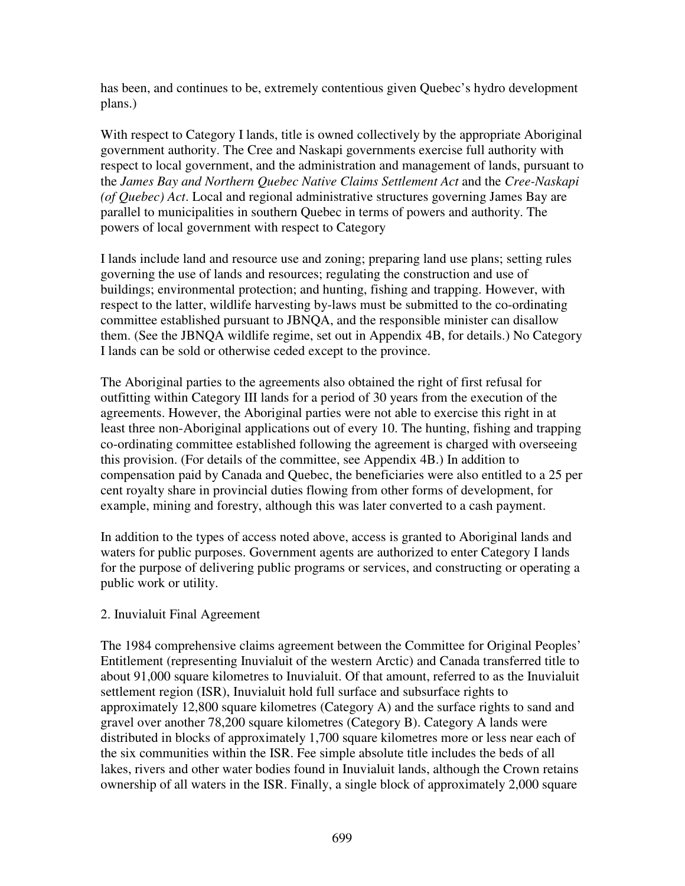has been, and continues to be, extremely contentious given Quebec's hydro development plans.)

With respect to Category I lands, title is owned collectively by the appropriate Aboriginal government authority. The Cree and Naskapi governments exercise full authority with respect to local government, and the administration and management of lands, pursuant to the *James Bay and Northern Quebec Native Claims Settlement Act* and the *Cree-Naskapi (of Quebec) Act*. Local and regional administrative structures governing James Bay are parallel to municipalities in southern Quebec in terms of powers and authority. The powers of local government with respect to Category I lands include land and resource use and zoning; preparing land use plans; setting rules governing the use of lands and resources; regulating the construction and use of buildings; environmental protection; and hunting, fishing and trapping. However, with respect to the latter, wildlife harvesting by-laws must be submitted to the co-ordinating committee established pursuant to JBNQA, and the responsible minister can disallow them. (See the JBNQA wildlife regime, set out in Appendix 4B, for details.) No Category I lands can be sold or otherwise ceded except to the province.

The Aboriginal parties to the agreements also obtained the right of first refusal for outfitting within Category III lands for a period of 30 years from the execution of the agreements. However, the Aboriginal parties were not able to exercise this right in at least three non-Aboriginal applications out of every 10. The hunting, fishing and trapping co-ordinating committee established following the agreement is charged with overseeing this provision. (For details of the committee, see Appendix 4B.) In addition to compensation paid by Canada and Quebec, the beneficiaries were also entitled to a 25 per cent royalty share in provincial duties flowing from other forms of development, for example, mining and forestry, although this was later converted to a cash payment.

In addition to the types of access noted above, access is granted to Aboriginal lands and waters for public purposes. Government agents are authorized to enter Category I lands for the purpose of delivering public programs or services, and constructing or operating a public work or utility.

2. Inuvialuit Final Agreement

The 1984 comprehensive claims agreement between the Committee for Original Peoples' Entitlement (representing Inuvialuit of the western Arctic) and Canada transferred title to about 91,000 square kilometres to Inuvialuit. Of that amount, referred to as the Inuvialuit settlement region (ISR), Inuvialuit hold full surface and subsurface rights to approximately 12,800 square kilometres (Category A) and the surface rights to sand and gravel over another 78,200 square kilometres (Category B). Category A lands were distributed in blocks of approximately 1,700 square kilometres more or less near each of the six communities within the ISR. Fee simple absolute title includes the beds of all lakes, rivers and other water bodies found in Inuvialuit lands, although the Crown retains ownership of all waters in the ISR. Finally, a single block of approximately 2,000 square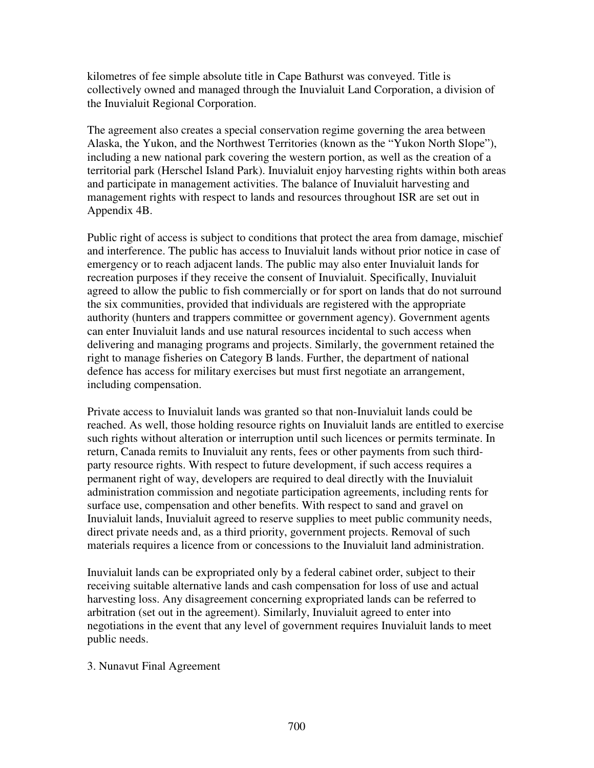kilometres of fee simple absolute title in Cape Bathurst was conveyed. Title is collectively owned and managed through the Inuvialuit Land Corporation, a division of the Inuvialuit Regional Corporation.

The agreement also creates a special conservation regime governing the area between Alaska, the Yukon, and the Northwest Territories (known as the "Yukon North Slope"), including a new national park covering the western portion, as well as the creation of a territorial park (Herschel Island Park). Inuvialuit enjoy harvesting rights within both areas and participate in management activities. The balance of Inuvialuit harvesting and management rights with respect to lands and resources throughout ISR are set out in Appendix 4B.

Public right of access is subject to conditions that protect the area from damage, mischief and interference. The public has access to Inuvialuit lands without prior notice in case of emergency or to reach adjacent lands. The public may also enter Inuvialuit lands for recreation purposes if they receive the consent of Inuvialuit. Specifically, Inuvialuit agreed to allow the public to fish commercially or for sport on lands that do not surround the six communities, provided that individuals are registered with the appropriate authority (hunters and trappers committee or government agency). Government agents can enter Inuvialuit lands and use natural resources incidental to such access when delivering and managing programs and projects. Similarly, the government retained the right to manage fisheries on Category B lands. Further, the department of national defence has access for military exercises but must first negotiate an arrangement, including compensation.

Private access to Inuvialuit lands was granted so that non-Inuvialuit lands could be reached. As well, those holding resource rights on Inuvialuit lands are entitled to exercise such rights without alteration or interruption until such licences or permits terminate. In return, Canada remits to Inuvialuit any rents, fees or other payments from such third-party resource rights. With respect to future development, if such access requires a permanent right of way, developers are required to deal directly with the Inuvialuit administration commission and negotiate participation agreements, including rents for surface use, compensation and other benefits. With respect to sand and gravel on Inuvialuit lands, Inuvialuit agreed to reserve supplies to meet public community needs, direct private needs and, as a third priority, government projects. Removal of such materials requires a licence from or concessions to the Inuvialuit land administration.

Inuvialuit lands can be expropriated only by a federal cabinet order, subject to their receiving suitable alternative lands and cash compensation for loss of use and actual harvesting loss. Any disagreement concerning expropriated lands can be referred to arbitration (set out in the agreement). Similarly, Inuvialuit agreed to enter into negotiations in the event that any level of government requires Inuvialuit lands to meet public needs.

### 3. Nunavut Final Agreement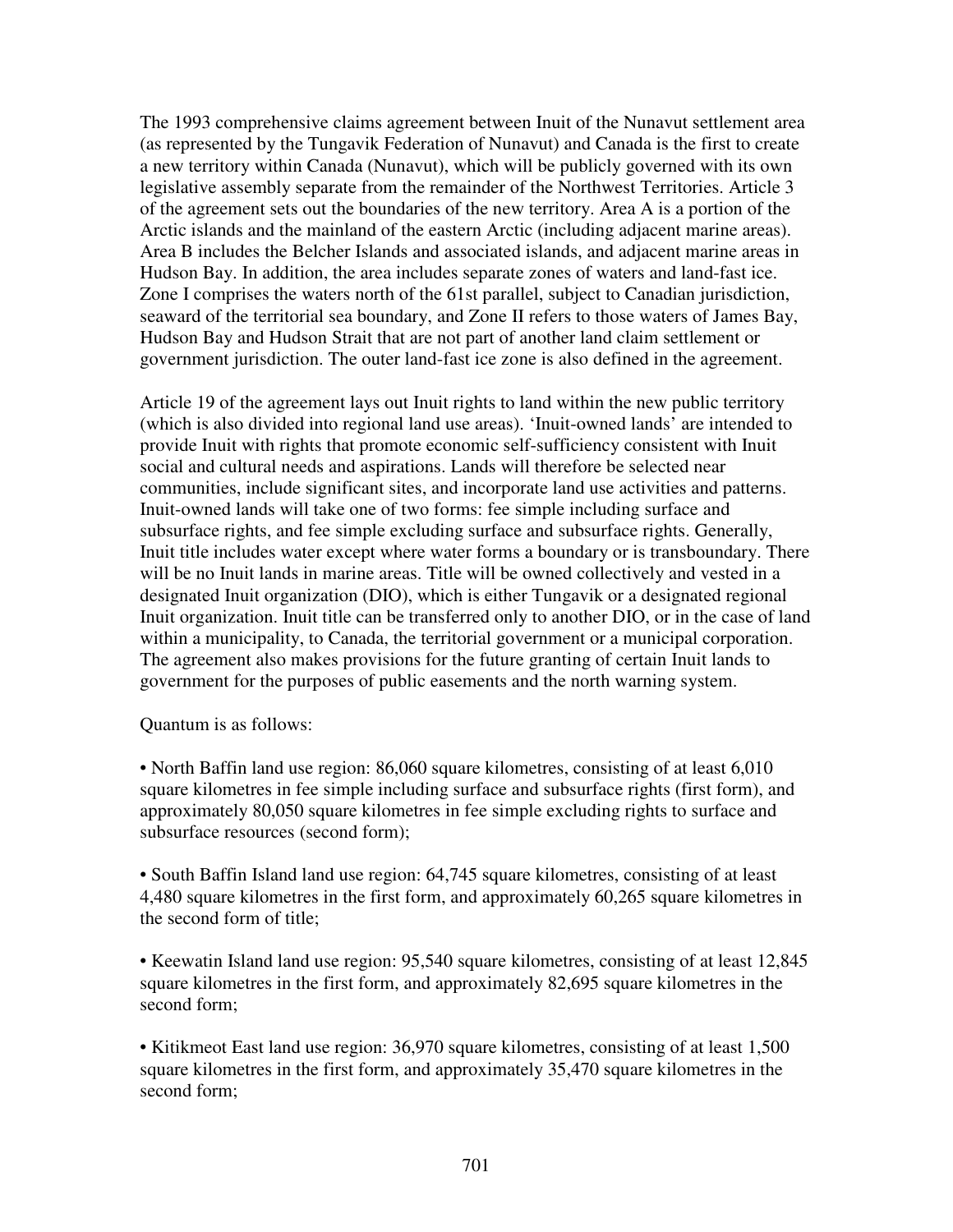The 1993 comprehensive claims agreement between Inuit of the Nunavut settlement area (as represented by the Tungavik Federation of Nunavut) and Canada is the first to create a new territory within Canada (Nunavut), which will be publicly governed with its own legislative assembly separate from the remainder of the Northwest Territories. Article 3 of the agreement sets out the boundaries of the new territory. Area A is a portion of the Arctic islands and the mainland of the eastern Arctic (including adjacent marine areas). Area B includes the Belcher Islands and associated islands, and adjacent marine areas in Hudson Bay. In addition, the area includes separate zones of waters and land-fast ice. Zone I comprises the waters north of the 61st parallel, subject to Canadian jurisdiction, seaward of the territorial sea boundary, and Zone II refers to those waters of James Bay, Hudson Bay and Hudson Strait that are not part of another land claim settlement or government jurisdiction. The outer land-fast ice zone is also defined in the agreement.

Article 19 of the agreement lays out Inuit rights to land within the new public territory (which is also divided into regional land use areas). 'Inuit-owned lands' are intended to provide Inuit with rights that promote economic self-sufficiency consistent with Inuit social and cultural needs and aspirations. Lands will therefore be selected near communities, include significant sites, and incorporate land use activities and patterns. Inuit-owned lands will take one of two forms: fee simple including surface and subsurface rights, and fee simple excluding surface and subsurface rights. Generally, Inuit title includes water except where water forms a boundary or is transboundary. There will be no Inuit lands in marine areas. Title will be owned collectively and vested in a designated Inuit organization (DIO), which is either Tungavik or a designated regional Inuit organization. Inuit title can be transferred only to another DIO, or in the case of land within a municipality, to Canada, the territorial government or a municipal corporation. The agreement also makes provisions for the future granting of certain Inuit lands to government for the purposes of public easements and the north warning system.

Quantum is as follows:

- North Baffin land use region: 86,060 square kilometres, consisting of at least 6,010 square kilometres in fee simple including surface and subsurface rights (first form), and approximately 80,050 square kilometres in fee simple excluding rights to surface and subsurface resources (second form);

- South Baffin Island land use region: 64,745 square kilometres, consisting of at least 4,480 square kilometres in the first form, and approximately 60,265 square kilometres in the second form of title;

- Keewatin Island land use region: 95,540 square kilometres, consisting of at least 12,845 square kilometres in the first form, and approximately 82,695 square kilometres in the second form;

- Kitikmeot East land use region: 36,970 square kilometres, consisting of at least 1,500 square kilometres in the first form, and approximately 35,470 square kilometres in the second form;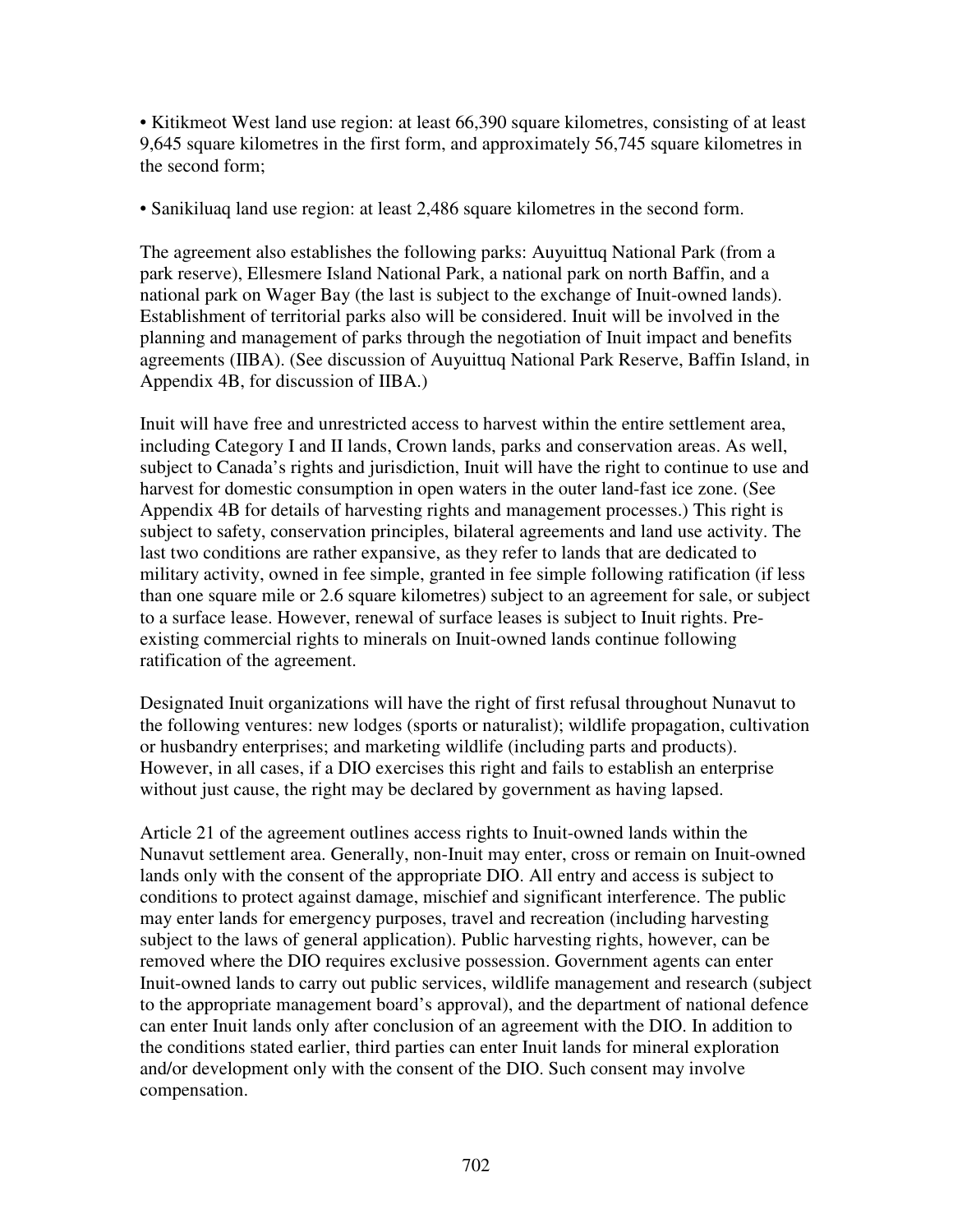- Kitikmeot West land use region: at least 66,390 square kilometres, consisting of at least 9,645 square kilometres in the first form, and approximately 56,745 square kilometres in the second form;
- Sanikiluaq land use region: at least 2,486 square kilometres in the second form.

The agreement also establishes the following parks: Auyuittuq National Park (from a park reserve), Ellesmere Island National Park, a national park on north Baffin, and a national park on Wager Bay (the last is subject to the exchange of Inuit-owned lands). Establishment of territorial parks also will be considered. Inuit will be involved in the planning and management of parks through the negotiation of Inuit impact and benefits agreements (IIBA). (See discussion of Auyuittuq National Park Reserve, Baffin Island, in Appendix 4B, for discussion of IIBA.)

Inuit will have free and unrestricted access to harvest within the entire settlement area, including Category I and II lands, Crown lands, parks and conservation areas. As well, subject to Canada's rights and jurisdiction, Inuit will have the right to continue to use and harvest for domestic consumption in open waters in the outer land-fast ice zone. (See Appendix 4B for details of harvesting rights and management processes.) This right is subject to safety, conservation principles, bilateral agreements and land use activity. The last two conditions are rather expansive, as they refer to lands that are dedicated to military activity, owned in fee simple, granted in fee simple following ratification (if less than one square mile or 2.6 square kilometres) subject to an agreement for sale, or subject to a surface lease. However, renewal of surface leases is subject to Inuit rights. Pre-existing commercial rights to minerals on Inuit-owned lands continue following ratification of the agreement.

Designated Inuit organizations will have the right of first refusal throughout Nunavut to the following ventures: new lodges (sports or naturalist); wildlife propagation, cultivation or husbandry enterprises; and marketing wildlife (including parts and products). However, in all cases, if a DIO exercises this right and fails to establish an enterprise without just cause, the right may be declared by government as having lapsed.

Article 21 of the agreement outlines access rights to Inuit-owned lands within the Nunavut settlement area. Generally, non-Inuit may enter, cross or remain on Inuit-owned lands only with the consent of the appropriate DIO. All entry and access is subject to conditions to protect against damage, mischief and significant interference. The public may enter lands for emergency purposes, travel and recreation (including harvesting subject to the laws of general application). Public harvesting rights, however, can be removed where the DIO requires exclusive possession. Government agents can enter Inuit-owned lands to carry out public services, wildlife management and research (subject to the appropriate management board's approval), and the department of national defence can enter Inuit lands only after conclusion of an agreement with the DIO. In addition to the conditions stated earlier, third parties can enter Inuit lands for mineral exploration and/or development only with the consent of the DIO. Such consent may involve compensation.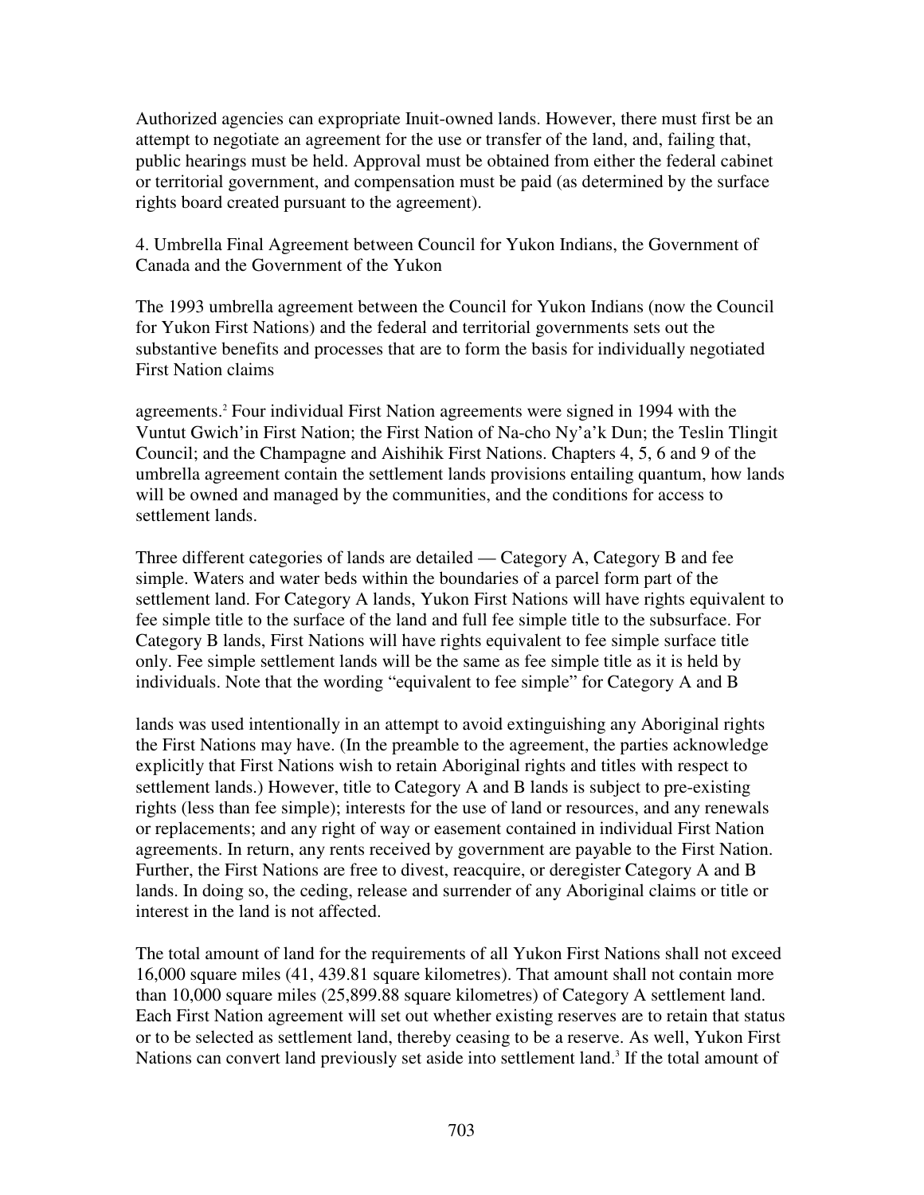Authorized agencies can expropriate Inuit-owned lands. However, there must first be an attempt to negotiate an agreement for the use or transfer of the land, and, failing that, public hearings must be held. Approval must be obtained from either the federal cabinet or territorial government, and compensation must be paid (as determined by the surface rights board created pursuant to the agreement).

4. Umbrella Final Agreement between Council for Yukon Indians, the Government of Canada and the Government of the Yukon

The 1993 umbrella agreement between the Council for Yukon Indians (now the Council for Yukon First Nations) and the federal and territorial governments sets out the substantive benefits and processes that are to form the basis for individually negotiated First Nation claims agreements.[2] Four individual First Nation agreements were signed in 1994 with the Vuntut Gwich'in First Nation; the First Nation of Na-cho Ny'a'k Dun; the Teslin Tlingit Council; and the Champagne and Aishihik First Nations. Chapters 4, 5, 6 and 9 of the umbrella agreement contain the settlement lands provisions entailing quantum, how lands will be owned and managed by the communities, and the conditions for access to settlement lands.

Three different categories of lands are detailed — Category A, Category B and fee simple. Waters and water beds within the boundaries of a parcel form part of the settlement land. For Category A lands, Yukon First Nations will have rights equivalent to fee simple title to the surface of the land and full fee simple title to the subsurface. For Category B lands, First Nations will have rights equivalent to fee simple surface title only. Fee simple settlement lands will be the same as fee simple title as it is held by individuals. Note that the wording "equivalent to fee simple" for Category A and B lands was used intentionally in an attempt to avoid extinguishing any Aboriginal rights the First Nations may have. (In the preamble to the agreement, the parties acknowledge explicitly that First Nations wish to retain Aboriginal rights and titles with respect to settlement lands.) However, title to Category A and B lands is subject to pre-existing rights (less than fee simple); interests for the use of land or resources, and any renewals or replacements; and any right of way or easement contained in individual First Nation agreements. In return, any rents received by government are payable to the First Nation. Further, the First Nations are free to divest, reacquire, or deregister Category A and B lands. In doing so, the ceding, release and surrender of any Aboriginal claims or title or interest in the land is not affected.

The total amount of land for the requirements of all Yukon First Nations shall not exceed 16,000 square miles (41, 439.81 square kilometres). That amount shall not contain more than 10,000 square miles (25,899.88 square kilometres) of Category A settlement land. Each First Nation agreement will set out whether existing reserves are to retain that status or to be selected as settlement land, thereby ceasing to be a reserve. As well, Yukon First Nations can convert land previously set aside into settlement land.[3] If the total amount of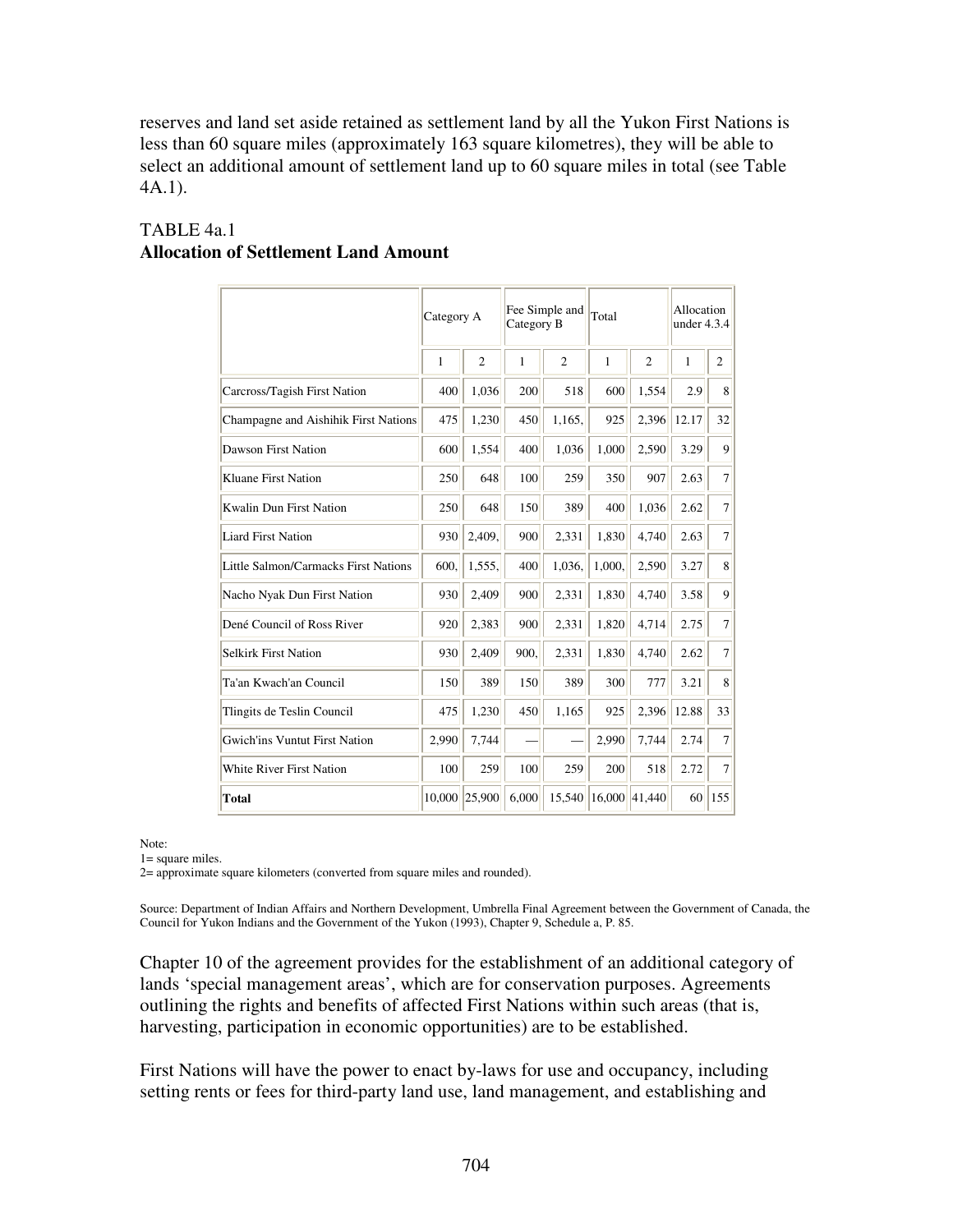reserves and land set aside retained as settlement land by all the Yukon First Nations is less than 60 square miles (approximately 163 square kilometres), they will be able to select an additional amount of settlement land up to 60 square miles in total (see Table 4A.1).

TABLE 4a.1
**Allocation of Settlement Land Amount**

| | Category A | | Fee Simple and Category B | | Total | | Allocation under 4.3.4 | |
|---|---|---|---|---|---|---|---|---|
| | 1 | 2 | 1 | 2 | 1 | 2 | 1 | 2 |
| Carcross/Tagish First Nation | 400 | 1,036 | 200 | 518 | 600 | 1,554 | 2.9 | 8 |
| Champagne and Aishihik First Nations | 475 | 1,230 | 450 | 1,165, | 925 | 2,396 | 12.17 | 32 |
| Dawson First Nation | 600 | 1,554 | 400 | 1,036 | 1,000 | 2,590 | 3.29 | 9 |
| Kluane First Nation | 250 | 648 | 100 | 259 | 350 | 907 | 2.63 | 7 |
| Kwalin Dun First Nation | 250 | 648 | 150 | 389 | 400 | 1,036 | 2.62 | 7 |
| Liard First Nation | 930 | 2,409, | 900 | 2,331 | 1,830 | 4,740 | 2.63 | 7 |
| Little Salmon/Carmacks First Nations | 600, | 1,555, | 400 | 1,036, | 1,000, | 2,590 | 3.27 | 8 |
| Nacho Nyak Dun First Nation | 930 | 2,409 | 900 | 2,331 | 1,830 | 4,740 | 3.58 | 9 |
| Dené Council of Ross River | 920 | 2,383 | 900 | 2,331 | 1,820 | 4,714 | 2.75 | 7 |
| Selkirk First Nation | 930 | 2,409 | 900, | 2,331 | 1,830 | 4,740 | 2.62 | 7 |
| Ta'an Kwach'an Council | 150 | 389 | 150 | 389 | 300 | 777 | 3.21 | 8 |
| Tlingits de Teslin Council | 475 | 1,230 | 450 | 1,165 | 925 | 2,396 | 12.88 | 33 |
| Gwich'ins Vuntut First Nation | 2,990 | 7,744 | — | — | 2,990 | 7,744 | 2.74 | 7 |
| White River First Nation | 100 | 259 | 100 | 259 | 200 | 518 | 2.72 | 7 |
| **Total** | 10,000 | 25,900 | 6,000 | 15,540 | 16,000 | 41,440 | 60 | 155 |

Note:
1= square miles.
2= approximate square kilometers (converted from square miles and rounded).

Source: Department of Indian Affairs and Northern Development, Umbrella Final Agreement between the Government of Canada, the Council for Yukon Indians and the Government of the Yukon (1993), Chapter 9, Schedule a, P. 85.

Chapter 10 of the agreement provides for the establishment of an additional category of lands 'special management areas', which are for conservation purposes. Agreements outlining the rights and benefits of affected First Nations within such areas (that is, harvesting, participation in economic opportunities) are to be established.

First Nations will have the power to enact by-laws for use and occupancy, including setting rents or fees for third-party land use, land management, and establishing and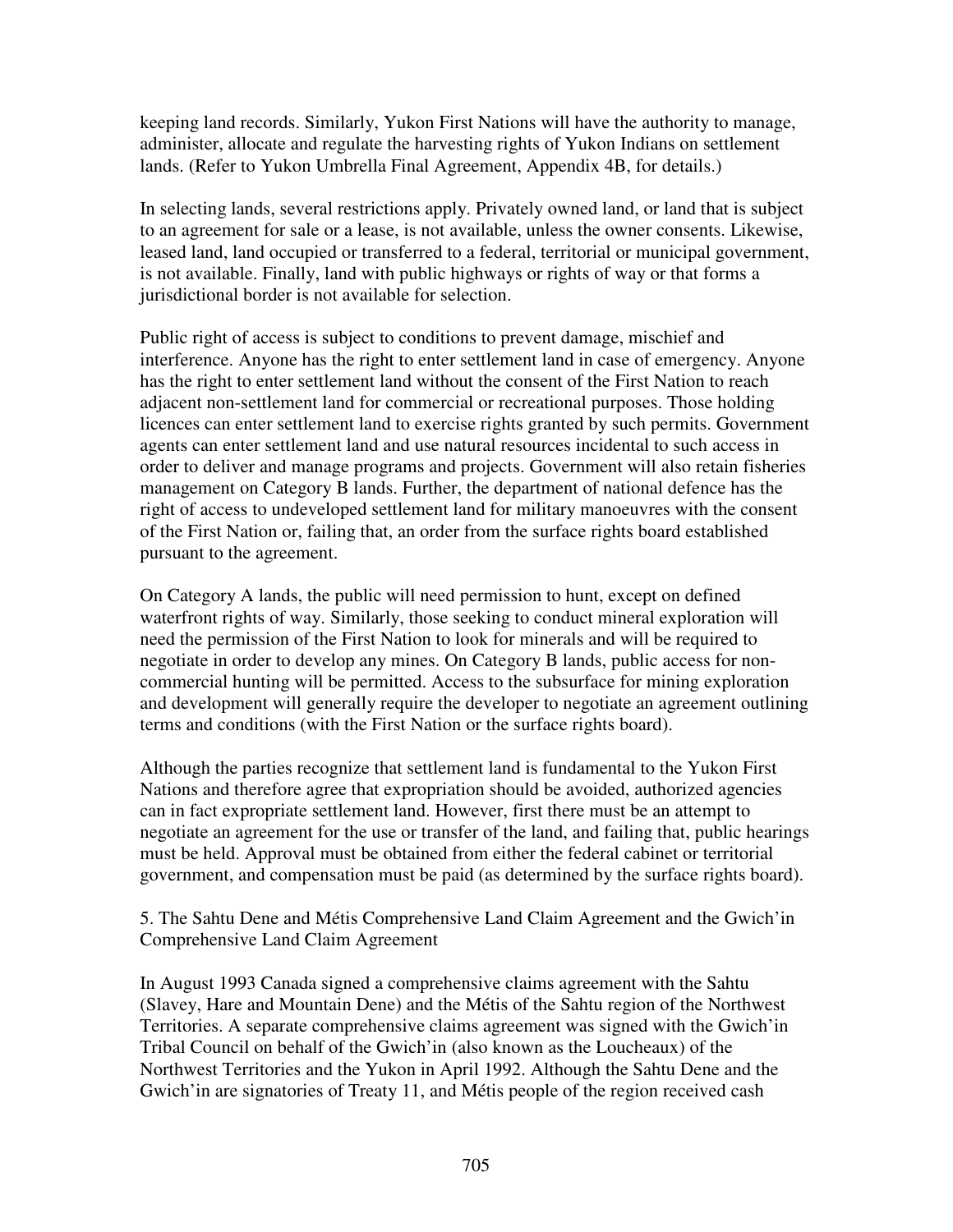keeping land records. Similarly, Yukon First Nations will have the authority to manage, administer, allocate and regulate the harvesting rights of Yukon Indians on settlement lands. (Refer to Yukon Umbrella Final Agreement, Appendix 4B, for details.)

In selecting lands, several restrictions apply. Privately owned land, or land that is subject to an agreement for sale or a lease, is not available, unless the owner consents. Likewise, leased land, land occupied or transferred to a federal, territorial or municipal government, is not available. Finally, land with public highways or rights of way or that forms a jurisdictional border is not available for selection.

Public right of access is subject to conditions to prevent damage, mischief and interference. Anyone has the right to enter settlement land in case of emergency. Anyone has the right to enter settlement land without the consent of the First Nation to reach adjacent non-settlement land for commercial or recreational purposes. Those holding licences can enter settlement land to exercise rights granted by such permits. Government agents can enter settlement land and use natural resources incidental to such access in order to deliver and manage programs and projects. Government will also retain fisheries management on Category B lands. Further, the department of national defence has the right of access to undeveloped settlement land for military manoeuvres with the consent of the First Nation or, failing that, an order from the surface rights board established pursuant to the agreement.

On Category A lands, the public will need permission to hunt, except on defined waterfront rights of way. Similarly, those seeking to conduct mineral exploration will need the permission of the First Nation to look for minerals and will be required to negotiate in order to develop any mines. On Category B lands, public access for non-commercial hunting will be permitted. Access to the subsurface for mining exploration and development will generally require the developer to negotiate an agreement outlining terms and conditions (with the First Nation or the surface rights board).

Although the parties recognize that settlement land is fundamental to the Yukon First Nations and therefore agree that expropriation should be avoided, authorized agencies can in fact expropriate settlement land. However, first there must be an attempt to negotiate an agreement for the use or transfer of the land, and failing that, public hearings must be held. Approval must be obtained from either the federal cabinet or territorial government, and compensation must be paid (as determined by the surface rights board).

## 5. The Sahtu Dene and Métis Comprehensive Land Claim Agreement and the Gwich'in Comprehensive Land Claim Agreement

In August 1993 Canada signed a comprehensive claims agreement with the Sahtu (Slavey, Hare and Mountain Dene) and the Métis of the Sahtu region of the Northwest Territories. A separate comprehensive claims agreement was signed with the Gwich'in Tribal Council on behalf of the Gwich'in (also known as the Loucheaux) of the Northwest Territories and the Yukon in April 1992. Although the Sahtu Dene and the Gwich'in are signatories of Treaty 11, and Métis people of the region received cash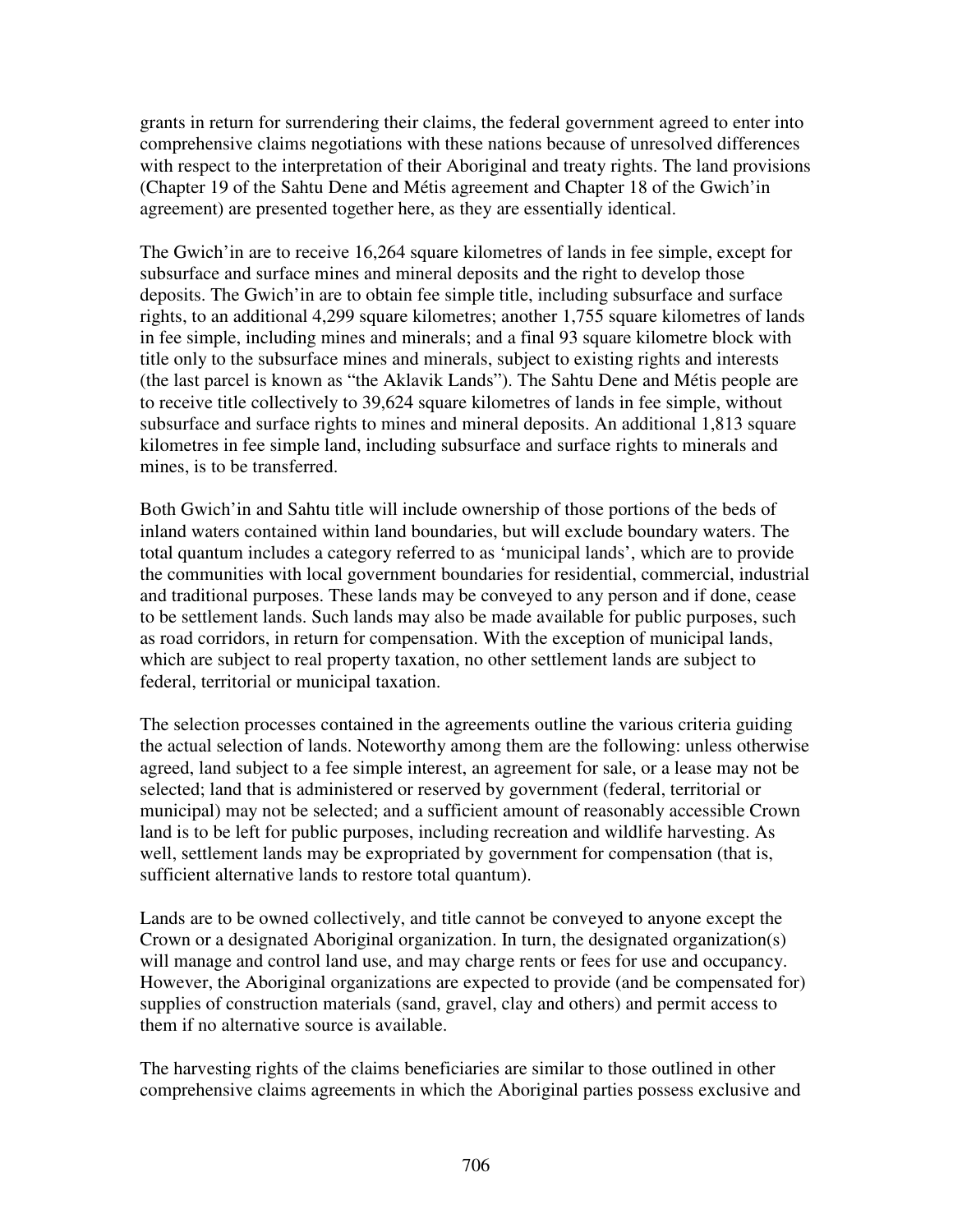grants in return for surrendering their claims, the federal government agreed to enter into comprehensive claims negotiations with these nations because of unresolved differences with respect to the interpretation of their Aboriginal and treaty rights. The land provisions (Chapter 19 of the Sahtu Dene and Métis agreement and Chapter 18 of the Gwich'in agreement) are presented together here, as they are essentially identical.

The Gwich'in are to receive 16,264 square kilometres of lands in fee simple, except for subsurface and surface mines and mineral deposits and the right to develop those deposits. The Gwich'in are to obtain fee simple title, including subsurface and surface rights, to an additional 4,299 square kilometres; another 1,755 square kilometres of lands in fee simple, including mines and minerals; and a final 93 square kilometre block with title only to the subsurface mines and minerals, subject to existing rights and interests (the last parcel is known as "the Aklavik Lands"). The Sahtu Dene and Métis people are to receive title collectively to 39,624 square kilometres of lands in fee simple, without subsurface and surface rights to mines and mineral deposits. An additional 1,813 square kilometres in fee simple land, including subsurface and surface rights to minerals and mines, is to be transferred.

Both Gwich'in and Sahtu title will include ownership of those portions of the beds of inland waters contained within land boundaries, but will exclude boundary waters. The total quantum includes a category referred to as 'municipal lands', which are to provide the communities with local government boundaries for residential, commercial, industrial and traditional purposes. These lands may be conveyed to any person and if done, cease to be settlement lands. Such lands may also be made available for public purposes, such as road corridors, in return for compensation. With the exception of municipal lands, which are subject to real property taxation, no other settlement lands are subject to federal, territorial or municipal taxation.

The selection processes contained in the agreements outline the various criteria guiding the actual selection of lands. Noteworthy among them are the following: unless otherwise agreed, land subject to a fee simple interest, an agreement for sale, or a lease may not be selected; land that is administered or reserved by government (federal, territorial or municipal) may not be selected; and a sufficient amount of reasonably accessible Crown land is to be left for public purposes, including recreation and wildlife harvesting. As well, settlement lands may be expropriated by government for compensation (that is, sufficient alternative lands to restore total quantum).

Lands are to be owned collectively, and title cannot be conveyed to anyone except the Crown or a designated Aboriginal organization. In turn, the designated organization(s) will manage and control land use, and may charge rents or fees for use and occupancy. However, the Aboriginal organizations are expected to provide (and be compensated for) supplies of construction materials (sand, gravel, clay and others) and permit access to them if no alternative source is available.

The harvesting rights of the claims beneficiaries are similar to those outlined in other comprehensive claims agreements in which the Aboriginal parties possess exclusive and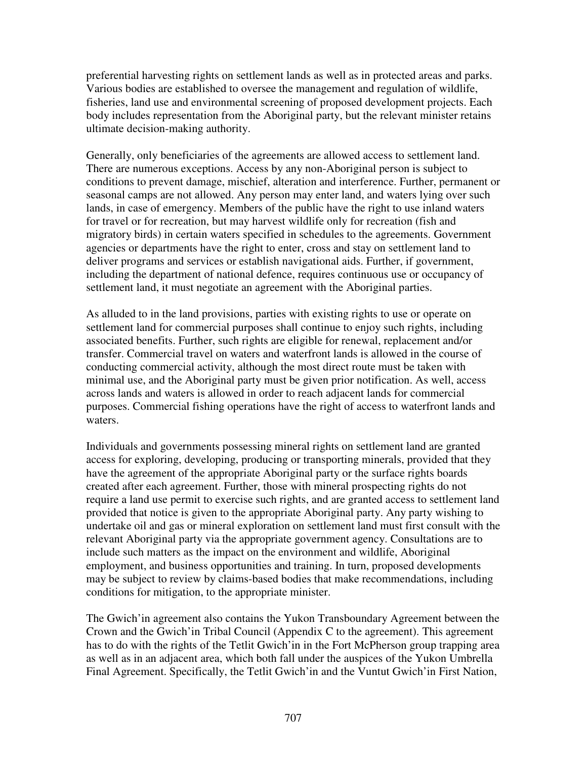preferential harvesting rights on settlement lands as well as in protected areas and parks. Various bodies are established to oversee the management and regulation of wildlife, fisheries, land use and environmental screening of proposed development projects. Each body includes representation from the Aboriginal party, but the relevant minister retains ultimate decision-making authority.

Generally, only beneficiaries of the agreements are allowed access to settlement land. There are numerous exceptions. Access by any non-Aboriginal person is subject to conditions to prevent damage, mischief, alteration and interference. Further, permanent or seasonal camps are not allowed. Any person may enter land, and waters lying over such lands, in case of emergency. Members of the public have the right to use inland waters for travel or for recreation, but may harvest wildlife only for recreation (fish and migratory birds) in certain waters specified in schedules to the agreements. Government agencies or departments have the right to enter, cross and stay on settlement land to deliver programs and services or establish navigational aids. Further, if government, including the department of national defence, requires continuous use or occupancy of settlement land, it must negotiate an agreement with the Aboriginal parties.

As alluded to in the land provisions, parties with existing rights to use or operate on settlement land for commercial purposes shall continue to enjoy such rights, including associated benefits. Further, such rights are eligible for renewal, replacement and/or transfer. Commercial travel on waters and waterfront lands is allowed in the course of conducting commercial activity, although the most direct route must be taken with minimal use, and the Aboriginal party must be given prior notification. As well, access across lands and waters is allowed in order to reach adjacent lands for commercial purposes. Commercial fishing operations have the right of access to waterfront lands and waters.

Individuals and governments possessing mineral rights on settlement land are granted access for exploring, developing, producing or transporting minerals, provided that they have the agreement of the appropriate Aboriginal party or the surface rights boards created after each agreement. Further, those with mineral prospecting rights do not require a land use permit to exercise such rights, and are granted access to settlement land provided that notice is given to the appropriate Aboriginal party. Any party wishing to undertake oil and gas or mineral exploration on settlement land must first consult with the relevant Aboriginal party via the appropriate government agency. Consultations are to include such matters as the impact on the environment and wildlife, Aboriginal employment, and business opportunities and training. In turn, proposed developments may be subject to review by claims-based bodies that make recommendations, including conditions for mitigation, to the appropriate minister.

The Gwich'in agreement also contains the Yukon Transboundary Agreement between the Crown and the Gwich'in Tribal Council (Appendix C to the agreement). This agreement has to do with the rights of the Tetlit Gwich'in in the Fort McPherson group trapping area as well as in an adjacent area, which both fall under the auspices of the Yukon Umbrella Final Agreement. Specifically, the Tetlit Gwich'in and the Vuntut Gwich'in First Nation,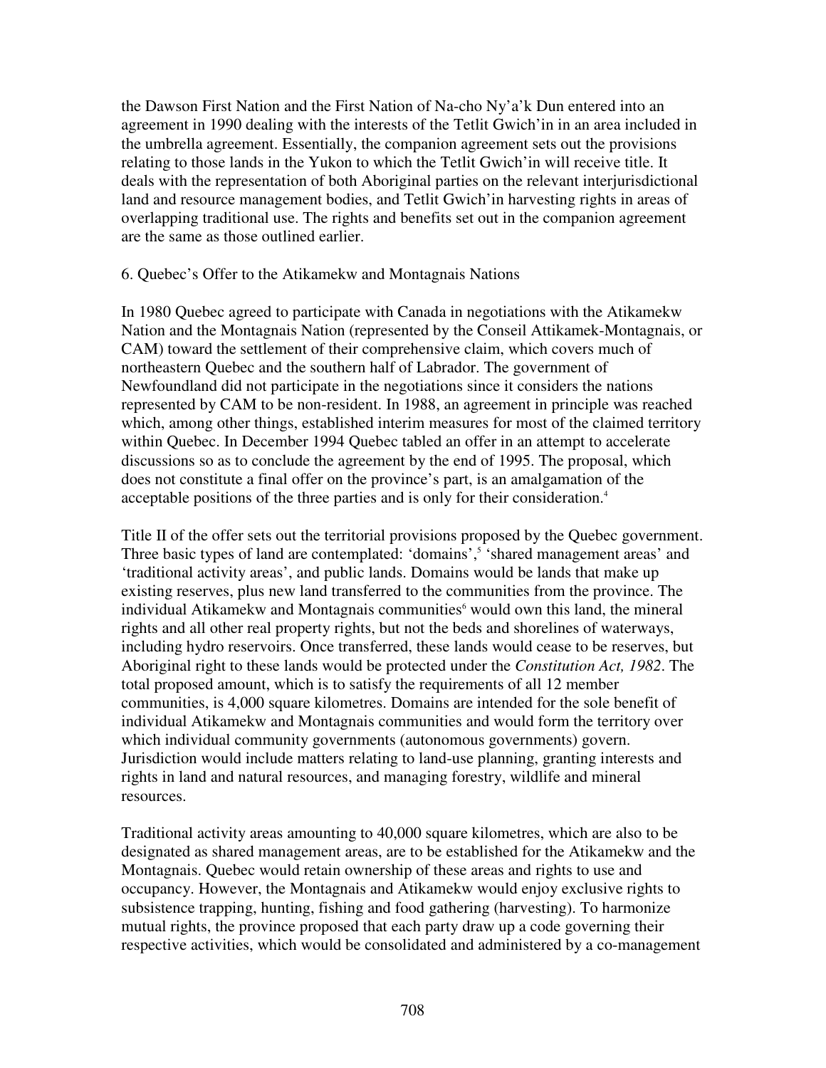the Dawson First Nation and the First Nation of Na-cho Ny'a'k Dun entered into an agreement in 1990 dealing with the interests of the Tetlit Gwich'in in an area included in the umbrella agreement. Essentially, the companion agreement sets out the provisions relating to those lands in the Yukon to which the Tetlit Gwich'in will receive title. It deals with the representation of both Aboriginal parties on the relevant interjurisdictional land and resource management bodies, and Tetlit Gwich'in harvesting rights in areas of overlapping traditional use. The rights and benefits set out in the companion agreement are the same as those outlined earlier.

## 6. Quebec's Offer to the Atikamekw and Montagnais Nations

In 1980 Quebec agreed to participate with Canada in negotiations with the Atikamekw Nation and the Montagnais Nation (represented by the Conseil Attikamek-Montagnais, or CAM) toward the settlement of their comprehensive claim, which covers much of northeastern Quebec and the southern half of Labrador. The government of Newfoundland did not participate in the negotiations since it considers the nations represented by CAM to be non-resident. In 1988, an agreement in principle was reached which, among other things, established interim measures for most of the claimed territory within Quebec. In December 1994 Quebec tabled an offer in an attempt to accelerate discussions so as to conclude the agreement by the end of 1995. The proposal, which does not constitute a final offer on the province's part, is an amalgamation of the acceptable positions of the three parties and is only for their consideration.[4]

Title II of the offer sets out the territorial provisions proposed by the Quebec government. Three basic types of land are contemplated: 'domains',[5] 'shared management areas' and 'traditional activity areas', and public lands. Domains would be lands that make up existing reserves, plus new land transferred to the communities from the province. The individual Atikamekw and Montagnais communities[6] would own this land, the mineral rights and all other real property rights, but not the beds and shorelines of waterways, including hydro reservoirs. Once transferred, these lands would cease to be reserves, but Aboriginal right to these lands would be protected under the *Constitution Act, 1982*. The total proposed amount, which is to satisfy the requirements of all 12 member communities, is 4,000 square kilometres. Domains are intended for the sole benefit of individual Atikamekw and Montagnais communities and would form the territory over which individual community governments (autonomous governments) govern. Jurisdiction would include matters relating to land-use planning, granting interests and rights in land and natural resources, and managing forestry, wildlife and mineral resources.

Traditional activity areas amounting to 40,000 square kilometres, which are also to be designated as shared management areas, are to be established for the Atikamekw and the Montagnais. Quebec would retain ownership of these areas and rights to use and occupancy. However, the Montagnais and Atikamekw would enjoy exclusive rights to subsistence trapping, hunting, fishing and food gathering (harvesting). To harmonize mutual rights, the province proposed that each party draw up a code governing their respective activities, which would be consolidated and administered by a co-management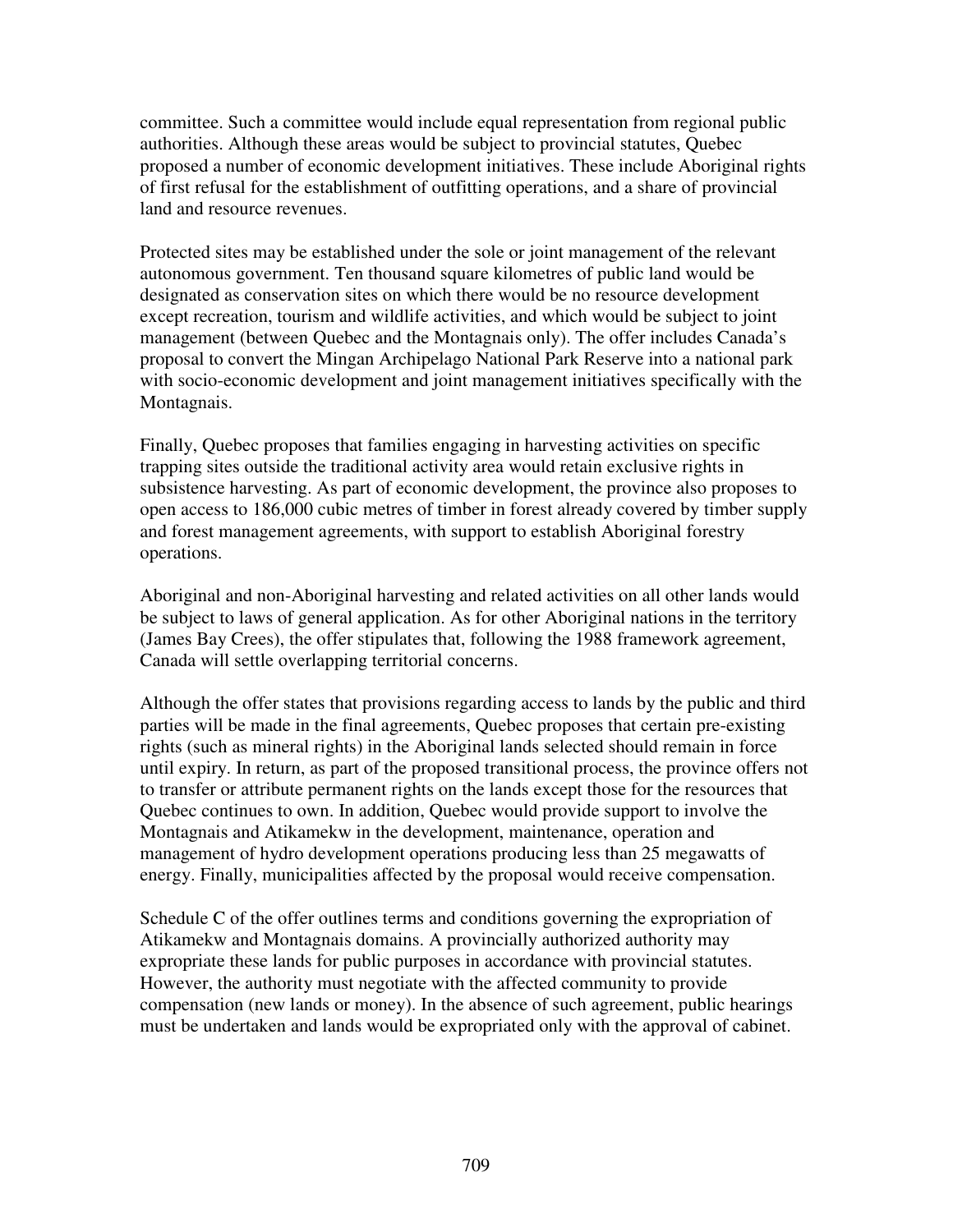committee. Such a committee would include equal representation from regional public authorities. Although these areas would be subject to provincial statutes, Quebec proposed a number of economic development initiatives. These include Aboriginal rights of first refusal for the establishment of outfitting operations, and a share of provincial land and resource revenues.

Protected sites may be established under the sole or joint management of the relevant autonomous government. Ten thousand square kilometres of public land would be designated as conservation sites on which there would be no resource development except recreation, tourism and wildlife activities, and which would be subject to joint management (between Quebec and the Montagnais only). The offer includes Canada's proposal to convert the Mingan Archipelago National Park Reserve into a national park with socio-economic development and joint management initiatives specifically with the Montagnais.

Finally, Quebec proposes that families engaging in harvesting activities on specific trapping sites outside the traditional activity area would retain exclusive rights in subsistence harvesting. As part of economic development, the province also proposes to open access to 186,000 cubic metres of timber in forest already covered by timber supply and forest management agreements, with support to establish Aboriginal forestry operations.

Aboriginal and non-Aboriginal harvesting and related activities on all other lands would be subject to laws of general application. As for other Aboriginal nations in the territory (James Bay Crees), the offer stipulates that, following the 1988 framework agreement, Canada will settle overlapping territorial concerns.

Although the offer states that provisions regarding access to lands by the public and third parties will be made in the final agreements, Quebec proposes that certain pre-existing rights (such as mineral rights) in the Aboriginal lands selected should remain in force until expiry. In return, as part of the proposed transitional process, the province offers not to transfer or attribute permanent rights on the lands except those for the resources that Quebec continues to own. In addition, Quebec would provide support to involve the Montagnais and Atikamekw in the development, maintenance, operation and management of hydro development operations producing less than 25 megawatts of energy. Finally, municipalities affected by the proposal would receive compensation.

Schedule C of the offer outlines terms and conditions governing the expropriation of Atikamekw and Montagnais domains. A provincially authorized authority may expropriate these lands for public purposes in accordance with provincial statutes. However, the authority must negotiate with the affected community to provide compensation (new lands or money). In the absence of such agreement, public hearings must be undertaken and lands would be expropriated only with the approval of cabinet.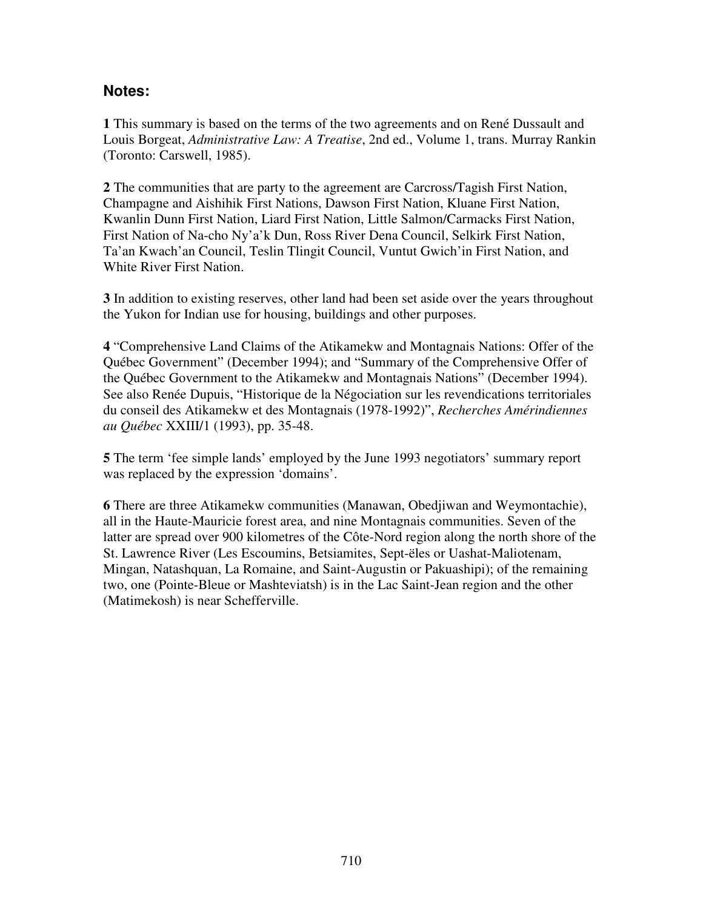## Notes:

**1** This summary is based on the terms of the two agreements and on René Dussault and Louis Borgeat, *Administrative Law: A Treatise*, 2nd ed., Volume 1, trans. Murray Rankin (Toronto: Carswell, 1985).

**2** The communities that are party to the agreement are Carcross/Tagish First Nation, Champagne and Aishihik First Nations, Dawson First Nation, Kluane First Nation, Kwanlin Dunn First Nation, Liard First Nation, Little Salmon/Carmacks First Nation, First Nation of Na-cho Ny'a'k Dun, Ross River Dena Council, Selkirk First Nation, Ta'an Kwach'an Council, Teslin Tlingit Council, Vuntut Gwich'in First Nation, and White River First Nation.

**3** In addition to existing reserves, other land had been set aside over the years throughout the Yukon for Indian use for housing, buildings and other purposes.

**4** "Comprehensive Land Claims of the Atikamekw and Montagnais Nations: Offer of the Québec Government" (December 1994); and "Summary of the Comprehensive Offer of the Québec Government to the Atikamekw and Montagnais Nations" (December 1994). See also Renée Dupuis, "Historique de la Négociation sur les revendications territoriales du conseil des Atikamekw et des Montagnais (1978-1992)", *Recherches Amérindiennes au Québec* XXIII/1 (1993), pp. 35-48.

**5** The term 'fee simple lands' employed by the June 1993 negotiators' summary report was replaced by the expression 'domains'.

**6** There are three Atikamekw communities (Manawan, Obedjiwan and Weymontachie), all in the Haute-Mauricie forest area, and nine Montagnais communities. Seven of the latter are spread over 900 kilometres of the Côte-Nord region along the north shore of the St. Lawrence River (Les Escoumins, Betsiamites, Sept-ëles or Uashat-Maliotenam, Mingan, Natashquan, La Romaine, and Saint-Augustin or Pakuashipi); of the remaining two, one (Pointe-Bleue or Mashteviatsh) is in the Lac Saint-Jean region and the other (Matimekosh) is near Schefferville.